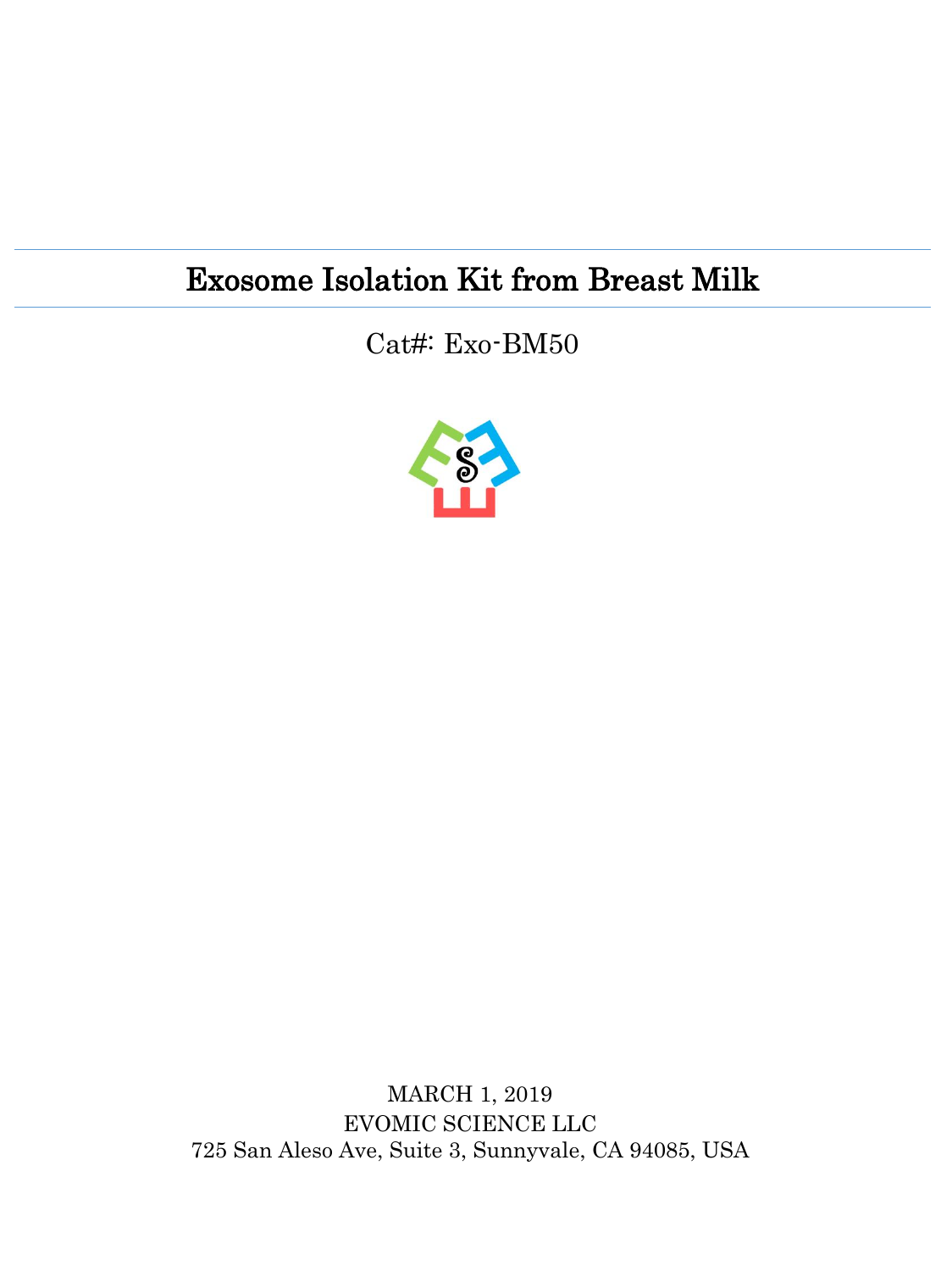# Exosome Isolation Kit from Breast Milk

Cat#: Exo-BM50

MARCH 1, 2019

EVOMIC SCIENCE LLC

725 San Aleso Ave, Suite 3, Sunnyvale, CA 94085, USA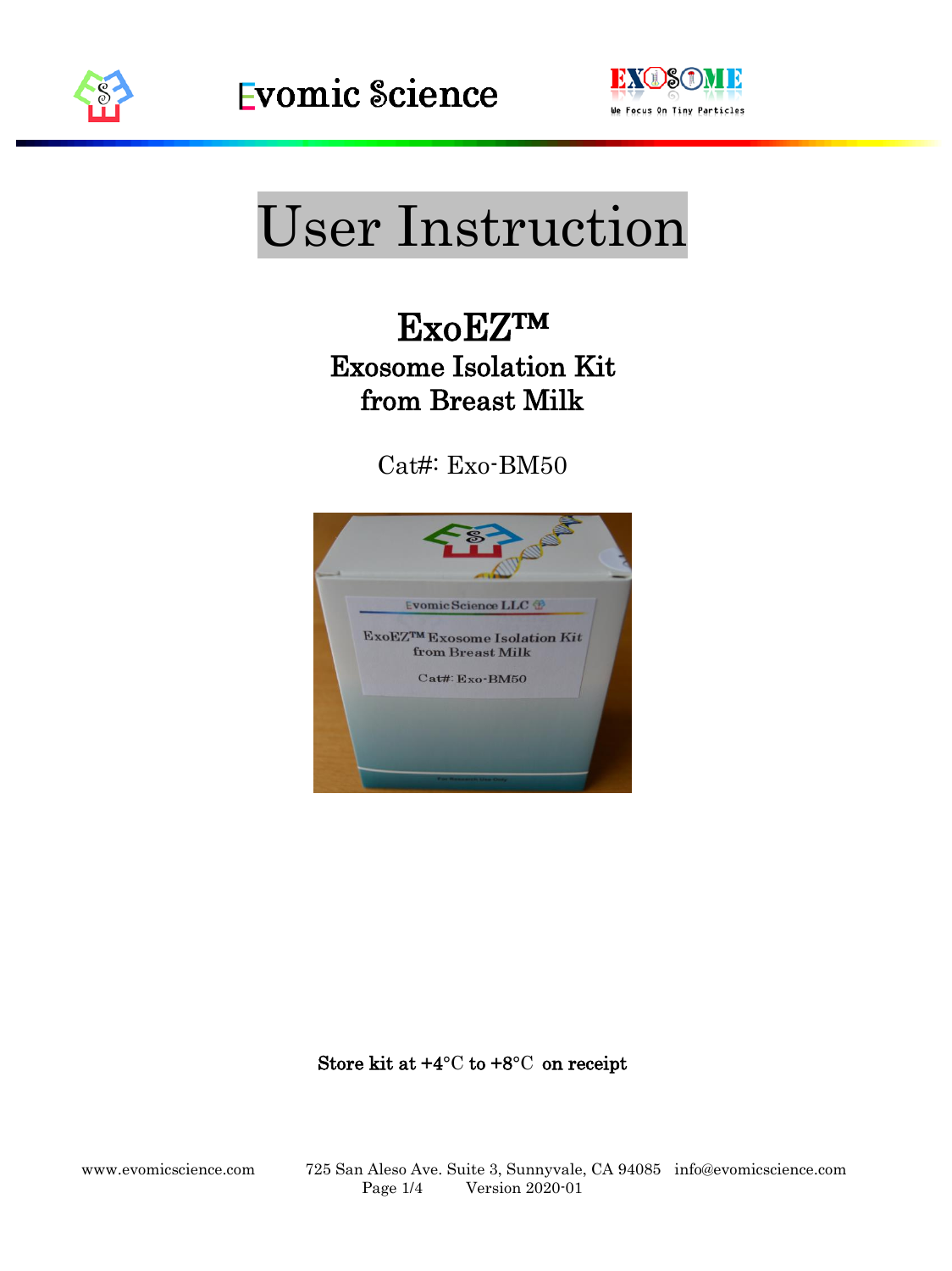# User Instruction

## ExoEZ™
## Exosome Isolation Kit from Breast Milk

Cat#: Exo-BM50

**Store kit at +4°C to +8°C on receipt**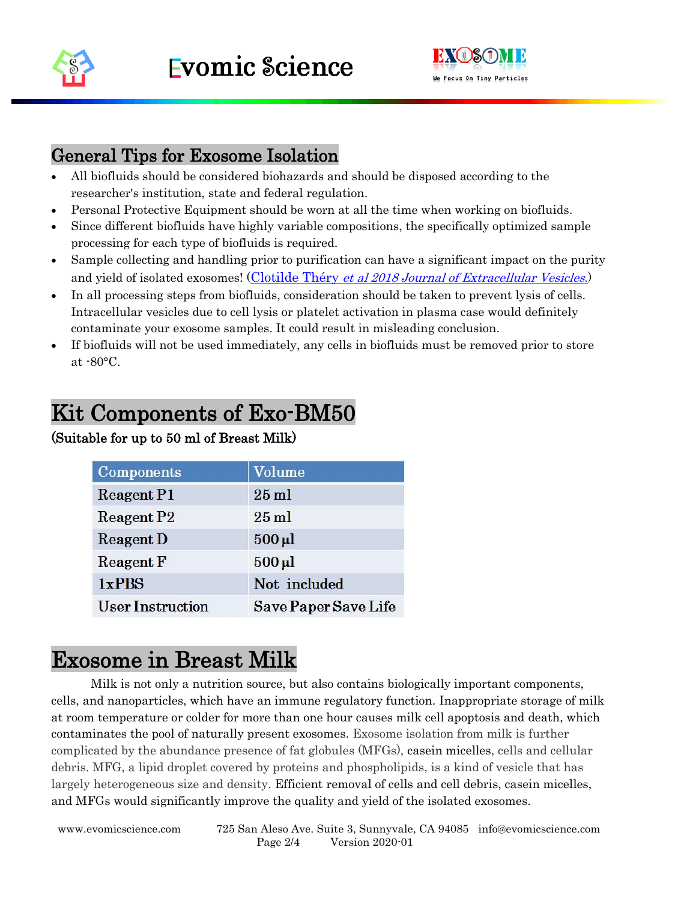## General Tips for Exosome Isolation

- All biofluids should be considered biohazards and should be disposed according to the researcher's institution, state and federal regulation.
- Personal Protective Equipment should be worn at all the time when working on biofluids.
- Since different biofluids have highly variable compositions, the specifically optimized sample processing for each type of biofluids is required.
- Sample collecting and handling prior to purification can have a significant impact on the purity and yield of isolated exosomes! (Clotilde Théry *et al 2018 Journal of Extracellular Vesicles.*)
- In all processing steps from biofluids, consideration should be taken to prevent lysis of cells. Intracellular vesicles due to cell lysis or platelet activation in plasma case would definitely contaminate your exosome samples. It could result in misleading conclusion.
- If biofluids will not be used immediately, any cells in biofluids must be removed prior to store at -80°C.

# Kit Components of Exo-BM50

**(Suitable for up to 50 ml of Breast Milk)**

| Components | Volume |
|---|---|
| Reagent P1 | 25 ml |
| Reagent P2 | 25 ml |
| Reagent D | 500 µl |
| Reagent F | 500 µl |
| 1xPBS | Not included |
| User Instruction | Save Paper Save Life |

# Exosome in Breast Milk

Milk is not only a nutrition source, but also contains biologically important components, cells, and nanoparticles, which have an immune regulatory function. Inappropriate storage of milk at room temperature or colder for more than one hour causes milk cell apoptosis and death, which contaminates the pool of naturally present exosomes. Exosome isolation from milk is further complicated by the abundance presence of fat globules (MFGs), casein micelles, cells and cellular debris. MFG, a lipid droplet covered by proteins and phospholipids, is a kind of vesicle that has largely heterogeneous size and density. Efficient removal of cells and cell debris, casein micelles, and MFGs would significantly improve the quality and yield of the isolated exosomes.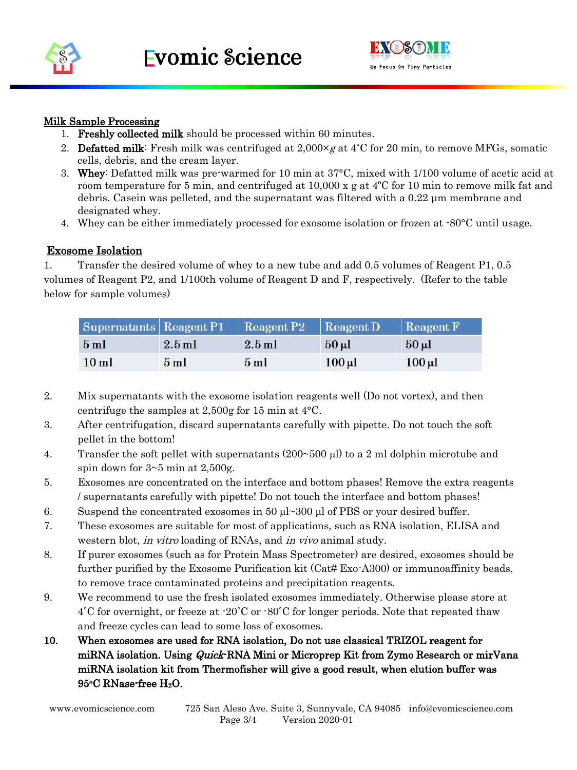## Milk Sample Processing

1. **Freshly collected milk** should be processed within 60 minutes.
2. **Defatted milk**: Fresh milk was centrifuged at 2,000×*g* at 4˚C for 20 min, to remove MFGs, somatic cells, debris, and the cream layer.
3. **Whey**: Defatted milk was pre-warmed for 10 min at 37°C, mixed with 1/100 volume of acetic acid at room temperature for 5 min, and centrifuged at 10,000 x g at 4ºC for 10 min to remove milk fat and debris. Casein was pelleted, and the supernatant was filtered with a 0.22 µm membrane and designated whey.
4. Whey can be either immediately processed for exosome isolation or frozen at -80°C until usage.

## Exosome Isolation

1. Transfer the desired volume of whey to a new tube and add 0.5 volumes of Reagent P1, 0.5 volumes of Reagent P2, and 1/100th volume of Reagent D and F, respectively. (Refer to the table below for sample volumes)

| Supernatants | Reagent P1 | Reagent P2 | Reagent D | Reagent F |
|---|---|---|---|---|
| 5 ml | 2.5 ml | 2.5 ml | 50 µl | 50 µl |
| 10 ml | 5 ml | 5 ml | 100 µl | 100 µl |

2. Mix supernatants with the exosome isolation reagents well (Do not vortex), and then centrifuge the samples at 2,500g for 15 min at 4°C.
3. After centrifugation, discard supernatants carefully with pipette. Do not touch the soft pellet in the bottom!
4. Transfer the soft pellet with supernatants (200~500 µl) to a 2 ml dolphin microtube and spin down for 3~5 min at 2,500g.
5. Exosomes are concentrated on the interface and bottom phases! Remove the extra reagents / supernatants carefully with pipette! Do not touch the interface and bottom phases!
6. Suspend the concentrated exosomes in 50 µl~300 µl of PBS or your desired buffer.
7. These exosomes are suitable for most of applications, such as RNA isolation, ELISA and western blot, *in vitro* loading of RNAs, and *in vivo* animal study.
8. If purer exosomes (such as for Protein Mass Spectrometer) are desired, exosomes should be further purified by the Exosome Purification kit (Cat# Exo-A300) or immunoaffinity beads, to remove trace contaminated proteins and precipitation reagents.
9. We recommend to use the fresh isolated exosomes immediately. Otherwise please store at 4˚C for overnight, or freeze at -20˚C or -80˚C for longer periods. Note that repeated thaw and freeze cycles can lead to some loss of exosomes.
10. **When exosomes are used for RNA isolation, Do not use classical TRIZOL reagent for miRNA isolation. Using *Quick*-RNA Mini or Microprep Kit from Zymo Research or mirVana miRNA isolation kit from Thermofisher will give a good result, when elution buffer was 95ºC RNase-free $H_2O$.**